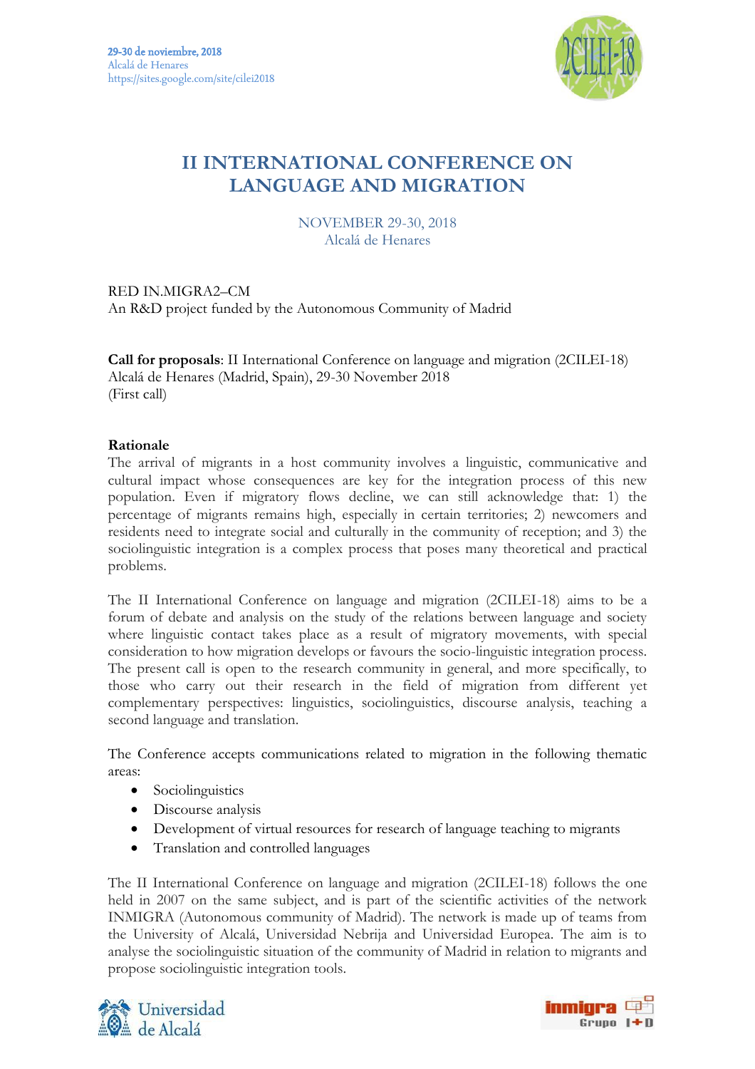29-30 de noviembre, 2018
Alcalá de Henares
https://sites.google.com/site/cilei2018

# II INTERNATIONAL CONFERENCE ON LANGUAGE AND MIGRATION

NOVEMBER 29-30, 2018
Alcalá de Henares

RED IN.MIGRA2–CM
An R&D project funded by the Autonomous Community of Madrid

**Call for proposals**: II International Conference on language and migration (2CILEI-18)
Alcalá de Henares (Madrid, Spain), 29-30 November 2018
(First call)

**Rationale**

The arrival of migrants in a host community involves a linguistic, communicative and cultural impact whose consequences are key for the integration process of this new population. Even if migratory flows decline, we can still acknowledge that: 1) the percentage of migrants remains high, especially in certain territories; 2) newcomers and residents need to integrate social and culturally in the community of reception; and 3) the sociolinguistic integration is a complex process that poses many theoretical and practical problems.

The II International Conference on language and migration (2CILEI-18) aims to be a forum of debate and analysis on the study of the relations between language and society where linguistic contact takes place as a result of migratory movements, with special consideration to how migration develops or favours the socio-linguistic integration process. The present call is open to the research community in general, and more specifically, to those who carry out their research in the field of migration from different yet complementary perspectives: linguistics, sociolinguistics, discourse analysis, teaching a second language and translation.

The Conference accepts communications related to migration in the following thematic areas:

- Sociolinguistics
- Discourse analysis
- Development of virtual resources for research of language teaching to migrants
- Translation and controlled languages

The II International Conference on language and migration (2CILEI-18) follows the one held in 2007 on the same subject, and is part of the scientific activities of the network INMIGRA (Autonomous community of Madrid). The network is made up of teams from the University of Alcalá, Universidad Nebrija and Universidad Europea. The aim is to analyse the sociolinguistic situation of the community of Madrid in relation to migrants and propose sociolinguistic integration tools.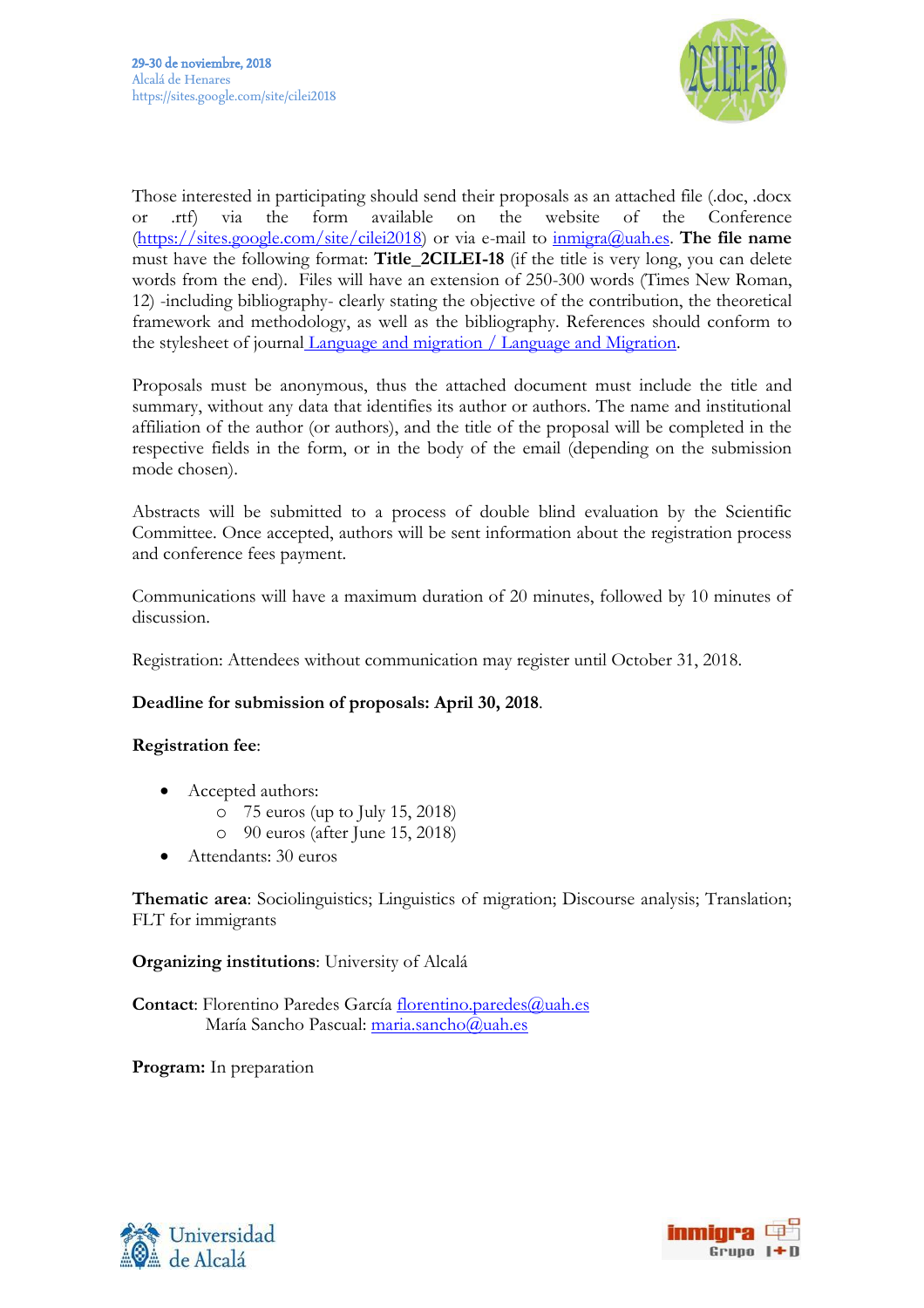Those interested in participating should send their proposals as an attached file (.doc, .docx or .rtf) via the form available on the website of the Conference (https://sites.google.com/site/cilei2018) or via e-mail to inmigra@uah.es. **The file name** must have the following format: **Title_2CILEI-18** (if the title is very long, you can delete words from the end). Files will have an extension of 250-300 words (Times New Roman, 12) -including bibliography- clearly stating the objective of the contribution, the theoretical framework and methodology, as well as the bibliography. References should conform to the stylesheet of journal Language and migration / Language and Migration.

Proposals must be anonymous, thus the attached document must include the title and summary, without any data that identifies its author or authors. The name and institutional affiliation of the author (or authors), and the title of the proposal will be completed in the respective fields in the form, or in the body of the email (depending on the submission mode chosen).

Abstracts will be submitted to a process of double blind evaluation by the Scientific Committee. Once accepted, authors will be sent information about the registration process and conference fees payment.

Communications will have a maximum duration of 20 minutes, followed by 10 minutes of discussion.

Registration: Attendees without communication may register until October 31, 2018.

**Deadline for submission of proposals: April 30, 2018**.

**Registration fee**:

- Accepted authors:
  - 75 euros (up to July 15, 2018)
  - 90 euros (after June 15, 2018)
- Attendants: 30 euros

**Thematic area**: Sociolinguistics; Linguistics of migration; Discourse analysis; Translation; FLT for immigrants

**Organizing institutions**: University of Alcalá

**Contact**: Florentino Paredes García florentino.paredes@uah.es
María Sancho Pascual: maria.sancho@uah.es

**Program:** In preparation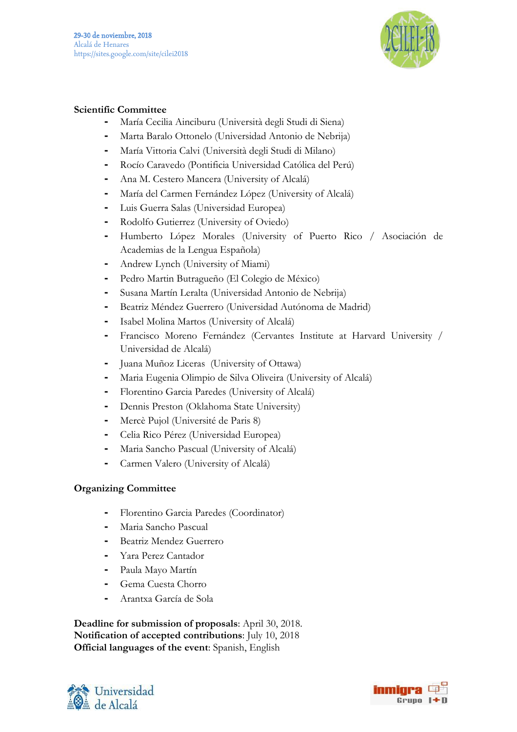**Scientific Committee**

- María Cecilia Ainciburu (Università degli Studi di Siena)
- Marta Baralo Ottonelo (Universidad Antonio de Nebrija)
- María Vittoria Calvi (Università degli Studi di Milano)
- Rocío Caravedo (Pontificia Universidad Católica del Perú)
- Ana M. Cestero Mancera (University of Alcalá)
- María del Carmen Fernández López (University of Alcalá)
- Luis Guerra Salas (Universidad Europea)
- Rodolfo Gutierrez (University of Oviedo)
- Humberto López Morales (University of Puerto Rico / Asociación de Academias de la Lengua Española)
- Andrew Lynch (University of Miami)
- Pedro Martin Butragueño (El Colegio de México)
- Susana Martín Leralta (Universidad Antonio de Nebrija)
- Beatriz Méndez Guerrero (Universidad Autónoma de Madrid)
- Isabel Molina Martos (University of Alcalá)
- Francisco Moreno Fernández (Cervantes Institute at Harvard University / Universidad de Alcalá)
- Juana Muñoz Liceras (University of Ottawa)
- Maria Eugenia Olimpio de Silva Oliveira (University of Alcalá)
- Florentino Garcia Paredes (University of Alcalá)
- Dennis Preston (Oklahoma State University)
- Mercè Pujol (Université de Paris 8)
- Celia Rico Pérez (Universidad Europea)
- Maria Sancho Pascual (University of Alcalá)
- Carmen Valero (University of Alcalá)

**Organizing Committee**

- Florentino Garcia Paredes (Coordinator)
- Maria Sancho Pascual
- Beatriz Mendez Guerrero
- Yara Perez Cantador
- Paula Mayo Martín
- Gema Cuesta Chorro
- Arantxa García de Sola

**Deadline for submission of proposals**: April 30, 2018.
**Notification of accepted contributions**: July 10, 2018
**Official languages of the event**: Spanish, English